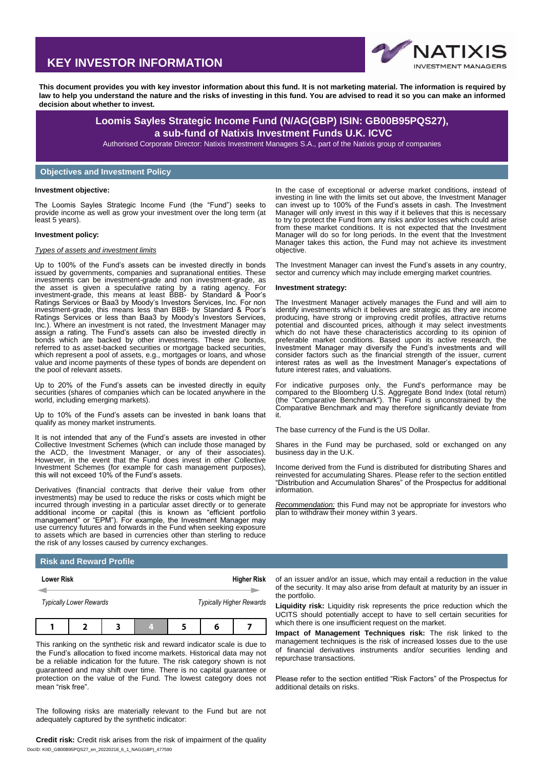# KEY INVESTOR INFORMATION

NATIXIS INVESTMENT MANAGERS

**This document provides you with key investor information about this fund. It is not marketing material. The information is required by law to help you understand the nature and the risks of investing in this fund. You are advised to read it so you can make an informed decision about whether to invest.**

## Loomis Sayles Strategic Income Fund (N/AG(GBP) ISIN: GB00B95PQS27), a sub-fund of Natixis Investment Funds U.K. ICVC

Authorised Corporate Director: Natixis Investment Managers S.A., part of the Natixis group of companies

## Objectives and Investment Policy

**Investment objective:**

The Loomis Sayles Strategic Income Fund (the "Fund") seeks to provide income as well as grow your investment over the long term (at least 5 years).

**Investment policy:**

*Types of assets and investment limits*

Up to 100% of the Fund's assets can be invested directly in bonds issued by governments, companies and supranational entities. These investments can be investment-grade and non investment-grade, as the asset is given a speculative rating by a rating agency. For investment-grade, this means at least BBB- by Standard & Poor's Ratings Services or Baa3 by Moody's Investors Services, Inc. For non investment-grade, this means less than BBB- by Standard & Poor's Ratings Services or less than Baa3 by Moody's Investors Services, Inc.). Where an investment is not rated, the Investment Manager may assign a rating. The Fund's assets can also be invested directly in bonds which are backed by other investments. These are bonds, referred to as asset-backed securities or mortgage backed securities, which represent a pool of assets, e.g., mortgages or loans, and whose value and income payments of these types of bonds are dependent on the pool of relevant assets.

Up to 20% of the Fund's assets can be invested directly in equity securities (shares of companies which can be located anywhere in the world, including emerging markets).

Up to 10% of the Fund's assets can be invested in bank loans that qualify as money market instruments.

It is not intended that any of the Fund's assets are invested in other Collective Investment Schemes (which can include those managed by the ACD, the Investment Manager, or any of their associates). However, in the event that the Fund does invest in other Collective Investment Schemes (for example for cash management purposes), this will not exceed 10% of the Fund's assets.

Derivatives (financial contracts that derive their value from other investments) may be used to reduce the risks or costs which might be incurred through investing in a particular asset directly or to generate additional income or capital (this is known as "efficient portfolio management" or "EPM"). For example, the Investment Manager may use currency futures and forwards in the Fund when seeking exposure to assets which are based in currencies other than sterling to reduce the risk of any losses caused by currency exchanges.

In the case of exceptional or adverse market conditions, instead of investing in line with the limits set out above, the Investment Manager can invest up to 100% of the Fund's assets in cash. The Investment Manager will only invest in this way if it believes that this is necessary to try to protect the Fund from any risks and/or losses which could arise from these market conditions. It is not expected that the Investment Manager will do so for long periods. In the event that the Investment Manager takes this action, the Fund may not achieve its investment objective.

The Investment Manager can invest the Fund's assets in any country, sector and currency which may include emerging market countries.

**Investment strategy:**

The Investment Manager actively manages the Fund and will aim to identify investments which it believes are strategic as they are income producing, have strong or improving credit profiles, attractive returns potential and discounted prices, although it may select investments which do not have these characteristics according to its opinion of preferable market conditions. Based upon its active research, the Investment Manager may diversify the Fund's investments and will consider factors such as the financial strength of the issuer, current interest rates as well as the Investment Manager's expectations of future interest rates, and valuations.

For indicative purposes only, the Fund's performance may be compared to the Bloomberg U.S. Aggregate Bond Index (total return) (the "Comparative Benchmark"). The Fund is unconstrained by the Comparative Benchmark and may therefore significantly deviate from it.

The base currency of the Fund is the US Dollar.

Shares in the Fund may be purchased, sold or exchanged on any business day in the U.K.

Income derived from the Fund is distributed for distributing Shares and reinvested for accumulating Shares. Please refer to the section entitled "Distribution and Accumulation Shares" of the Prospectus for additional information.

*Recommendation:* this Fund may not be appropriate for investors who plan to withdraw their money within 3 years.

## Risk and Reward Profile

**Lower Risk** — **Higher Risk**

*Typically Lower Rewards* — *Typically Higher Rewards*

| 1 | 2 | 3 | **4** | 5 | 6 | 7 |
|---|---|---|---|---|---|---|

This ranking on the synthetic risk and reward indicator scale is due to the Fund's allocation to fixed income markets. Historical data may not be a reliable indication for the future. The risk category shown is not guaranteed and may shift over time. There is no capital guarantee or protection on the value of the Fund. The lowest category does not mean "risk free".

The following risks are materially relevant to the Fund but are not adequately captured by the synthetic indicator:

**Credit risk:** Credit risk arises from the risk of impairment of the quality of an issuer and/or an issue, which may entail a reduction in the value of the security. It may also arise from default at maturity by an issuer in the portfolio.

**Liquidity risk:** Liquidity risk represents the price reduction which the UCITS should potentially accept to have to sell certain securities for which there is one insufficient request on the market.

**Impact of Management Techniques risk:** The risk linked to the management techniques is the risk of increased losses due to the use of financial derivatives instruments and/or securities lending and repurchase transactions.

Please refer to the section entitled "Risk Factors" of the Prospectus for additional details on risks.

DocID: KIID_GB00B95PQS27_en_20220218_6_1_NAG(GBP)_477590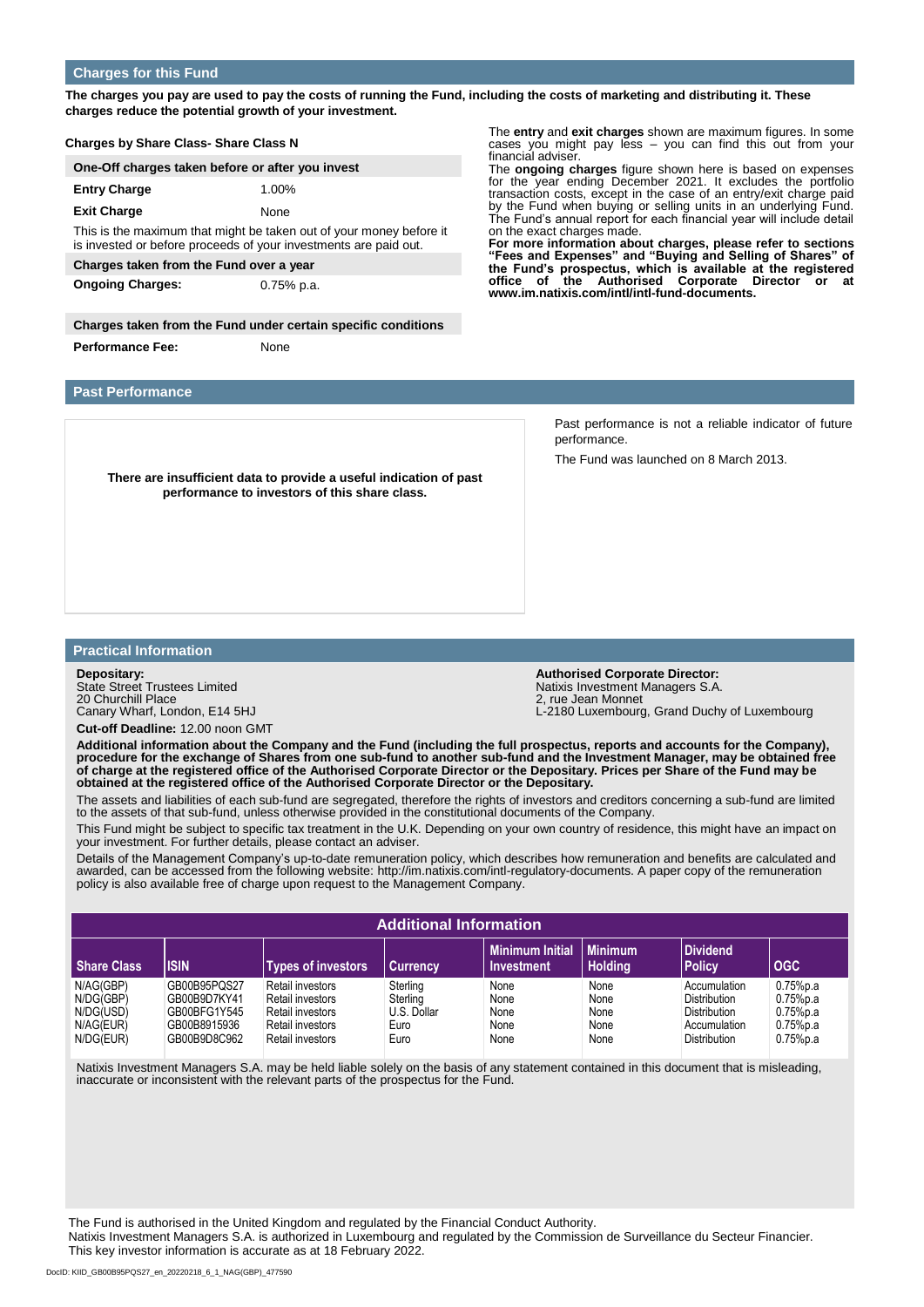## Charges for this Fund

**The charges you pay are used to pay the costs of running the Fund, including the costs of marketing and distributing it. These charges reduce the potential growth of your investment.**

**Charges by Share Class- Share Class N**

| **One-Off charges taken before or after you invest** | |
|---|---|
| **Entry Charge** | 1.00% |
| **Exit Charge** | None |
| This is the maximum that might be taken out of your money before it is invested or before proceeds of your investments are paid out. | |
| **Charges taken from the Fund over a year** | |
| **Ongoing Charges:** | 0.75% p.a. |
| **Charges taken from the Fund under certain specific conditions** | |
| **Performance Fee:** | None |

The **entry** and **exit charges** shown are maximum figures. In some cases you might pay less – you can find this out from your financial adviser.

The **ongoing charges** figure shown here is based on expenses for the year ending December 2021. It excludes the portfolio transaction costs, except in the case of an entry/exit charge paid by the Fund when buying or selling units in an underlying Fund. The Fund's annual report for each financial year will include detail on the exact charges made.

**For more information about charges, please refer to sections "Fees and Expenses" and "Buying and Selling of Shares" of the Fund's prospectus, which is available at the registered office of the Authorised Corporate Director or at www.im.natixis.com/intl/intl-fund-documents.**

## Past Performance

**There are insufficient data to provide a useful indication of past performance to investors of this share class.**

Past performance is not a reliable indicator of future performance.

The Fund was launched on 8 March 2013.

## Practical Information

**Depositary:**
State Street Trustees Limited
20 Churchill Place
Canary Wharf, London, E14 5HJ

**Authorised Corporate Director:**
Natixis Investment Managers S.A.
2, rue Jean Monnet
L-2180 Luxembourg, Grand Duchy of Luxembourg

**Cut-off Deadline:** 12.00 noon GMT

**Additional information about the Company and the Fund (including the full prospectus, reports and accounts for the Company), procedure for the exchange of Shares from one sub-fund to another sub-fund and the Investment Manager, may be obtained free of charge at the registered office of the Authorised Corporate Director or the Depositary. Prices per Share of the Fund may be obtained at the registered office of the Authorised Corporate Director or the Depositary.**

The assets and liabilities of each sub-fund are segregated, therefore the rights of investors and creditors concerning a sub-fund are limited to the assets of that sub-fund, unless otherwise provided in the constitutional documents of the Company.

This Fund might be subject to specific tax treatment in the U.K. Depending on your own country of residence, this might have an impact on your investment. For further details, please contact an adviser.

Details of the Management Company's up-to-date remuneration policy, which describes how remuneration and benefits are calculated and awarded, can be accessed from the following website: http://im.natixis.com/intl-regulatory-documents. A paper copy of the remuneration policy is also available free of charge upon request to the Management Company.

## Additional Information

| Share Class | ISIN | Types of investors | Currency | Minimum Initial Investment | Minimum Holding | Dividend Policy | OGC |
|---|---|---|---|---|---|---|---|
| N/AG(GBP) | GB00B95PQS27 | Retail investors | Sterling | None | None | Accumulation | 0.75%p.a |
| N/DG(GBP) | GB00B9D7KY41 | Retail investors | Sterling | None | None | Distribution | 0.75%p.a |
| N/DG(USD) | GB00BFG1Y545 | Retail investors | U.S. Dollar | None | None | Distribution | 0.75%p.a |
| N/AG(EUR) | GB00B8915936 | Retail investors | Euro | None | None | Accumulation | 0.75%p.a |
| N/DG(EUR) | GB00B9D8C962 | Retail investors | Euro | None | None | Distribution | 0.75%p.a |

Natixis Investment Managers S.A. may be held liable solely on the basis of any statement contained in this document that is misleading, inaccurate or inconsistent with the relevant parts of the prospectus for the Fund.

The Fund is authorised in the United Kingdom and regulated by the Financial Conduct Authority.
Natixis Investment Managers S.A. is authorized in Luxembourg and regulated by the Commission de Surveillance du Secteur Financier.
This key investor information is accurate as at 18 February 2022.

DocID: KIID_GB00B95PQS27_en_20220218_6_1_NAG(GBP)_477590